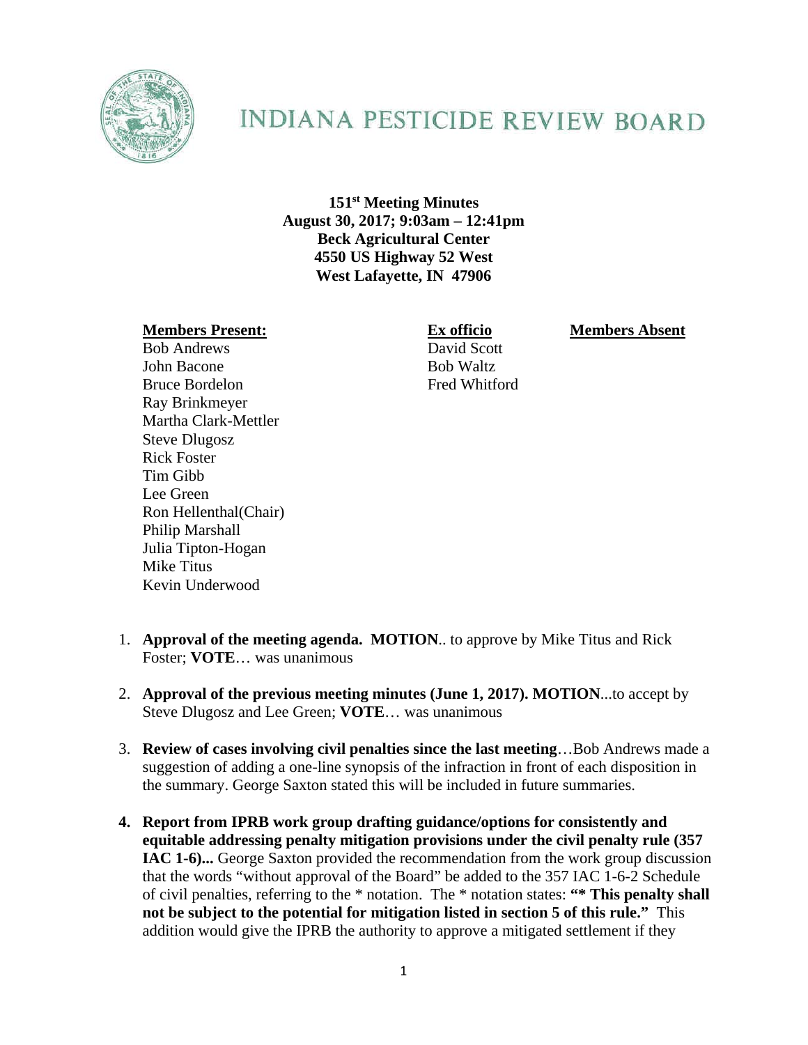# INDIANA PESTICIDE REVIEW BOARD

**151st Meeting Minutes**
**August 30, 2017; 9:03am – 12:41pm**
**Beck Agricultural Center**
**4550 US Highway 52 West**
**West Lafayette, IN 47906**

| **Members Present:** | **Ex officio** | **Members Absent** |
|---|---|---|
| Bob Andrews | David Scott | |
| John Bacone | Bob Waltz | |
| Bruce Bordelon | Fred Whitford | |
| Ray Brinkmeyer | | |
| Martha Clark-Mettler | | |
| Steve Dlugosz | | |
| Rick Foster | | |
| Tim Gibb | | |
| Lee Green | | |
| Ron Hellenthal(Chair) | | |
| Philip Marshall | | |
| Julia Tipton-Hogan | | |
| Mike Titus | | |
| Kevin Underwood | | |

1. **Approval of the meeting agenda. MOTION**.. to approve by Mike Titus and Rick Foster; **VOTE**… was unanimous

2. **Approval of the previous meeting minutes (June 1, 2017). MOTION**...to accept by Steve Dlugosz and Lee Green; **VOTE**… was unanimous

3. **Review of cases involving civil penalties since the last meeting**…Bob Andrews made a suggestion of adding a one-line synopsis of the infraction in front of each disposition in the summary. George Saxton stated this will be included in future summaries.

4. **Report from IPRB work group drafting guidance/options for consistently and equitable addressing penalty mitigation provisions under the civil penalty rule (357 IAC 1-6)...** George Saxton provided the recommendation from the work group discussion that the words "without approval of the Board" be added to the 357 IAC 1-6-2 Schedule of civil penalties, referring to the * notation. The * notation states: **"* This penalty shall not be subject to the potential for mitigation listed in section 5 of this rule."** This addition would give the IPRB the authority to approve a mitigated settlement if they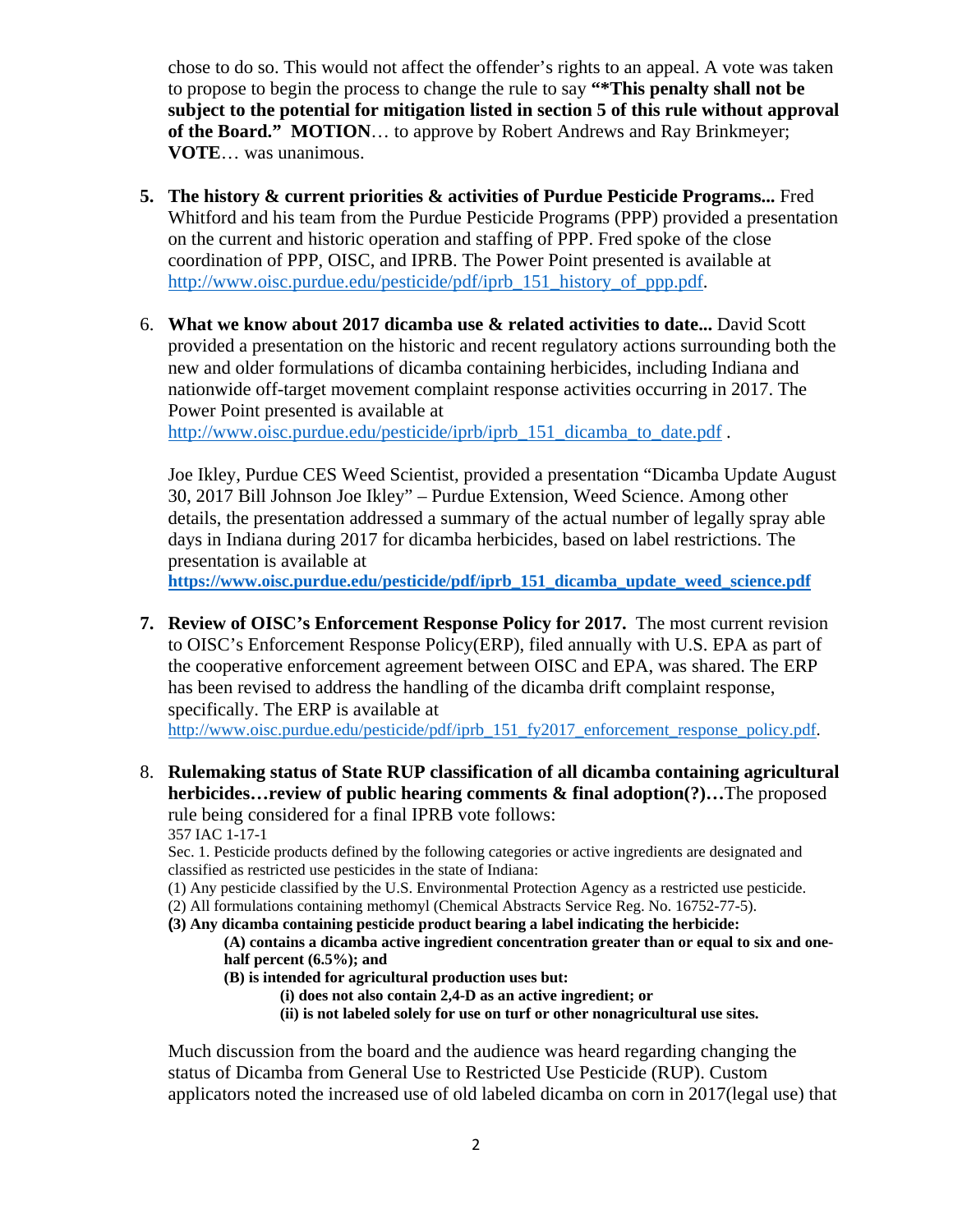chose to do so. This would not affect the offender's rights to an appeal. A vote was taken to propose to begin the process to change the rule to say **"*This penalty shall not be subject to the potential for mitigation listed in section 5 of this rule without approval of the Board." MOTION**… to approve by Robert Andrews and Ray Brinkmeyer; **VOTE**… was unanimous.

5. **The history & current priorities & activities of Purdue Pesticide Programs...** Fred Whitford and his team from the Purdue Pesticide Programs (PPP) provided a presentation on the current and historic operation and staffing of PPP. Fred spoke of the close coordination of PPP, OISC, and IPRB. The Power Point presented is available at http://www.oisc.purdue.edu/pesticide/pdf/iprb_151_history_of_ppp.pdf.

6. **What we know about 2017 dicamba use & related activities to date...** David Scott provided a presentation on the historic and recent regulatory actions surrounding both the new and older formulations of dicamba containing herbicides, including Indiana and nationwide off-target movement complaint response activities occurring in 2017. The Power Point presented is available at http://www.oisc.purdue.edu/pesticide/iprb/iprb_151_dicamba_to_date.pdf .

   Joe Ikley, Purdue CES Weed Scientist, provided a presentation "Dicamba Update August 30, 2017 Bill Johnson Joe Ikley" – Purdue Extension, Weed Science. Among other details, the presentation addressed a summary of the actual number of legally spray able days in Indiana during 2017 for dicamba herbicides, based on label restrictions. The presentation is available at **https://www.oisc.purdue.edu/pesticide/pdf/iprb_151_dicamba_update_weed_science.pdf**

7. **Review of OISC's Enforcement Response Policy for 2017.** The most current revision to OISC's Enforcement Response Policy(ERP), filed annually with U.S. EPA as part of the cooperative enforcement agreement between OISC and EPA, was shared. The ERP has been revised to address the handling of the dicamba drift complaint response, specifically. The ERP is available at http://www.oisc.purdue.edu/pesticide/pdf/iprb_151_fy2017_enforcement_response_policy.pdf.

8. **Rulemaking status of State RUP classification of all dicamba containing agricultural herbicides…review of public hearing comments & final adoption(?)…**The proposed rule being considered for a final IPRB vote follows:

   357 IAC 1-17-1

   Sec. 1. Pesticide products defined by the following categories or active ingredients are designated and classified as restricted use pesticides in the state of Indiana:

   (1) Any pesticide classified by the U.S. Environmental Protection Agency as a restricted use pesticide.

   (2) All formulations containing methomyl (Chemical Abstracts Service Reg. No. 16752-77-5).

   **(3) Any dicamba containing pesticide product bearing a label indicating the herbicide:**

   **(A) contains a dicamba active ingredient concentration greater than or equal to six and one-half percent (6.5%); and**

   **(B) is intended for agricultural production uses but:**

   **(i) does not also contain 2,4-D as an active ingredient; or**

   **(ii) is not labeled solely for use on turf or other nonagricultural use sites.**

   Much discussion from the board and the audience was heard regarding changing the status of Dicamba from General Use to Restricted Use Pesticide (RUP). Custom applicators noted the increased use of old labeled dicamba on corn in 2017(legal use) that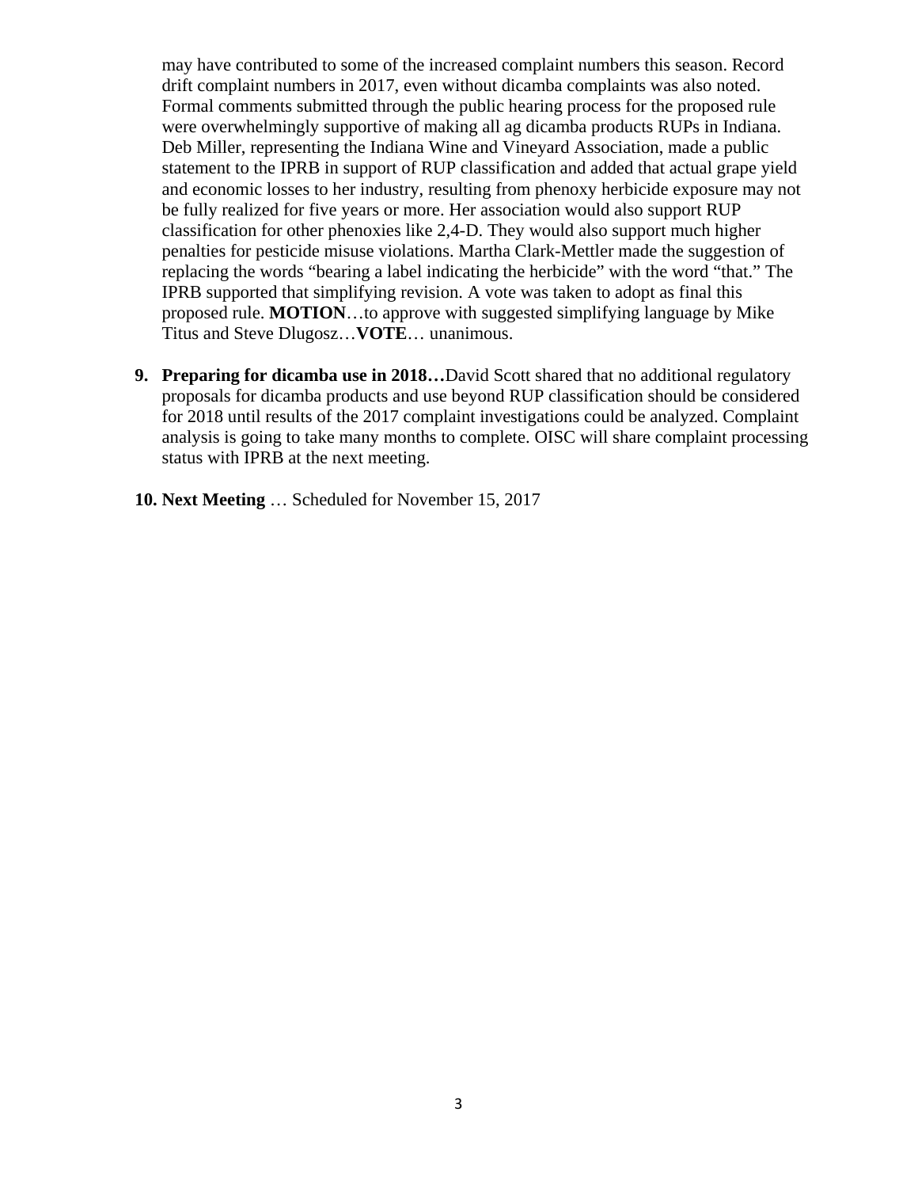may have contributed to some of the increased complaint numbers this season. Record drift complaint numbers in 2017, even without dicamba complaints was also noted. Formal comments submitted through the public hearing process for the proposed rule were overwhelmingly supportive of making all ag dicamba products RUPs in Indiana. Deb Miller, representing the Indiana Wine and Vineyard Association, made a public statement to the IPRB in support of RUP classification and added that actual grape yield and economic losses to her industry, resulting from phenoxy herbicide exposure may not be fully realized for five years or more. Her association would also support RUP classification for other phenoxies like 2,4-D. They would also support much higher penalties for pesticide misuse violations. Martha Clark-Mettler made the suggestion of replacing the words "bearing a label indicating the herbicide" with the word "that." The IPRB supported that simplifying revision. A vote was taken to adopt as final this proposed rule. **MOTION**…to approve with suggested simplifying language by Mike Titus and Steve Dlugosz…**VOTE**… unanimous.

9. **Preparing for dicamba use in 2018…**David Scott shared that no additional regulatory proposals for dicamba products and use beyond RUP classification should be considered for 2018 until results of the 2017 complaint investigations could be analyzed. Complaint analysis is going to take many months to complete. OISC will share complaint processing status with IPRB at the next meeting.

10. **Next Meeting** … Scheduled for November 15, 2017